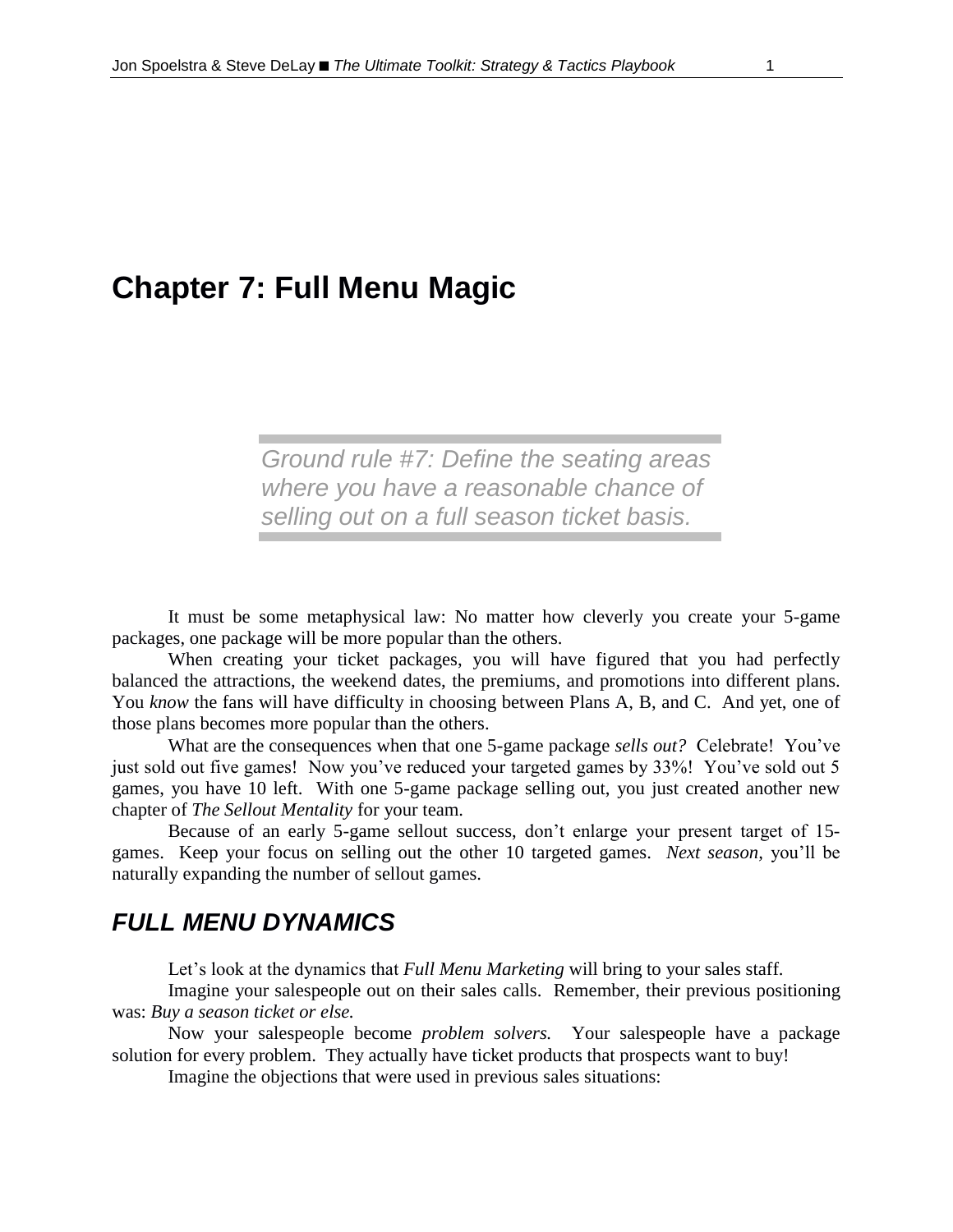# Chapter 7: Full Menu Magic

> *Ground rule #7: Define the seating areas where you have a reasonable chance of selling out on a full season ticket basis.*

It must be some metaphysical law: No matter how cleverly you create your 5-game packages, one package will be more popular than the others.

When creating your ticket packages, you will have figured that you had perfectly balanced the attractions, the weekend dates, the premiums, and promotions into different plans. You *know* the fans will have difficulty in choosing between Plans A, B, and C. And yet, one of those plans becomes more popular than the others.

What are the consequences when that one 5-game package *sells out?* Celebrate! You've just sold out five games! Now you've reduced your targeted games by 33%! You've sold out 5 games, you have 10 left. With one 5-game package selling out, you just created another new chapter of *The Sellout Mentality* for your team.

Because of an early 5-game sellout success, don't enlarge your present target of 15-games. Keep your focus on selling out the other 10 targeted games. *Next season*, you'll be naturally expanding the number of sellout games.

## *FULL MENU DYNAMICS*

Let's look at the dynamics that *Full Menu Marketing* will bring to your sales staff.

Imagine your salespeople out on their sales calls. Remember, their previous positioning was: *Buy a season ticket or else.*

Now your salespeople become *problem solvers.* Your salespeople have a package solution for every problem. They actually have ticket products that prospects want to buy!

Imagine the objections that were used in previous sales situations: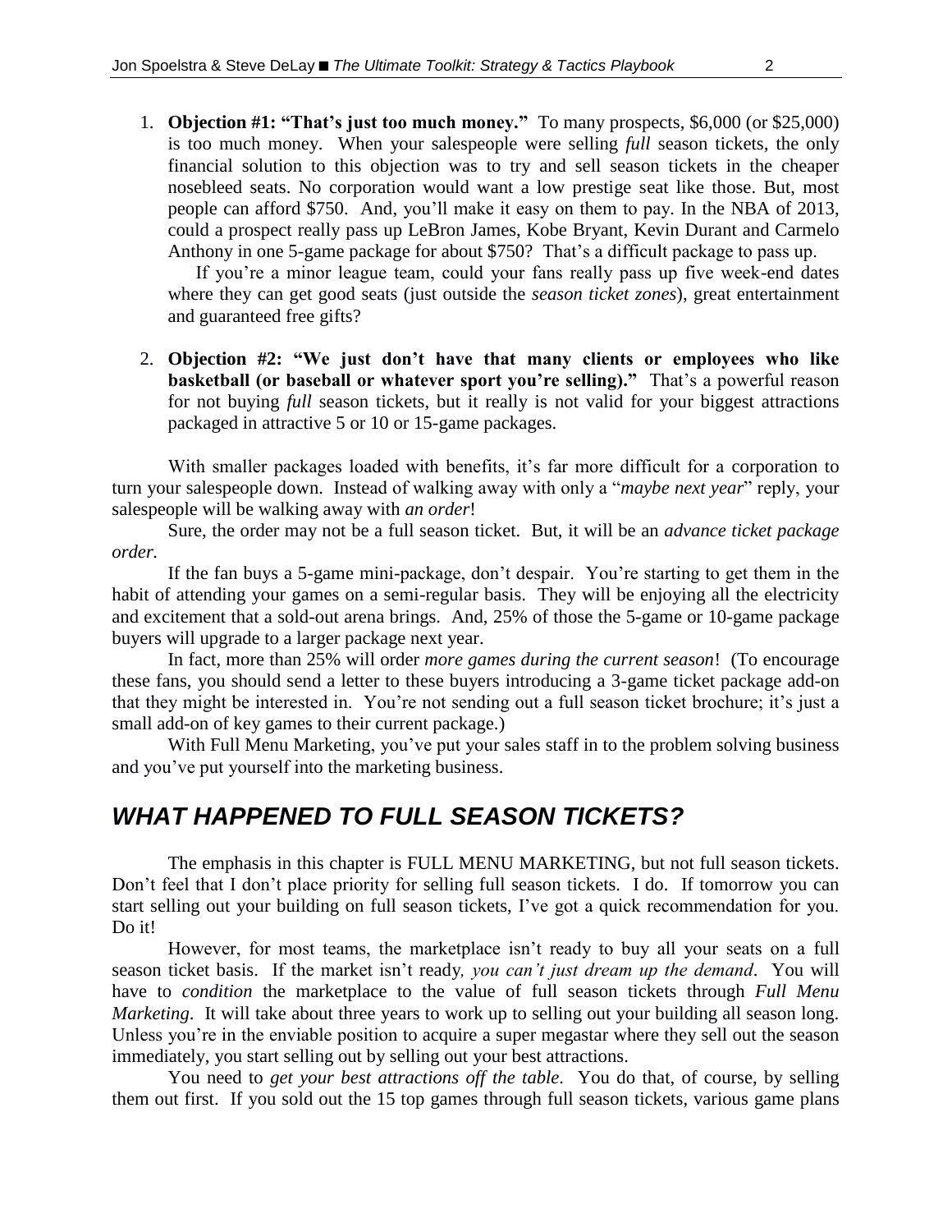1. **Objection #1: "That's just too much money."** To many prospects, $6,000 (or $25,000) is too much money. When your salespeople were selling *full* season tickets, the only financial solution to this objection was to try and sell season tickets in the cheaper nosebleed seats. No corporation would want a low prestige seat like those. But, most people can afford $750. And, you'll make it easy on them to pay. In the NBA of 2013, could a prospect really pass up LeBron James, Kobe Bryant, Kevin Durant and Carmelo Anthony in one 5-game package for about $750? That's a difficult package to pass up.

   If you're a minor league team, could your fans really pass up five week-end dates where they can get good seats (just outside the *season ticket zones*), great entertainment and guaranteed free gifts?

2. **Objection #2: "We just don't have that many clients or employees who like basketball (or baseball or whatever sport you're selling)."** That's a powerful reason for not buying *full* season tickets, but it really is not valid for your biggest attractions packaged in attractive 5 or 10 or 15-game packages.

With smaller packages loaded with benefits, it's far more difficult for a corporation to turn your salespeople down. Instead of walking away with only a "*maybe next year*" reply, your salespeople will be walking away with *an order*!

Sure, the order may not be a full season ticket. But, it will be an *advance ticket package order.*

If the fan buys a 5-game mini-package, don't despair. You're starting to get them in the habit of attending your games on a semi-regular basis. They will be enjoying all the electricity and excitement that a sold-out arena brings. And, 25% of those the 5-game or 10-game package buyers will upgrade to a larger package next year.

In fact, more than 25% will order *more games during the current season*! (To encourage these fans, you should send a letter to these buyers introducing a 3-game ticket package add-on that they might be interested in. You're not sending out a full season ticket brochure; it's just a small add-on of key games to their current package.)

With Full Menu Marketing, you've put your sales staff in to the problem solving business and you've put yourself into the marketing business.

## *WHAT HAPPENED TO FULL SEASON TICKETS?*

The emphasis in this chapter is FULL MENU MARKETING, but not full season tickets. Don't feel that I don't place priority for selling full season tickets. I do. If tomorrow you can start selling out your building on full season tickets, I've got a quick recommendation for you. Do it!

However, for most teams, the marketplace isn't ready to buy all your seats on a full season ticket basis. If the market isn't ready*, you can't just dream up the demand*. You will have to *condition* the marketplace to the value of full season tickets through *Full Menu Marketing*. It will take about three years to work up to selling out your building all season long. Unless you're in the enviable position to acquire a super megastar where they sell out the season immediately, you start selling out by selling out your best attractions.

You need to *get your best attractions off the table*. You do that, of course, by selling them out first. If you sold out the 15 top games through full season tickets, various game plans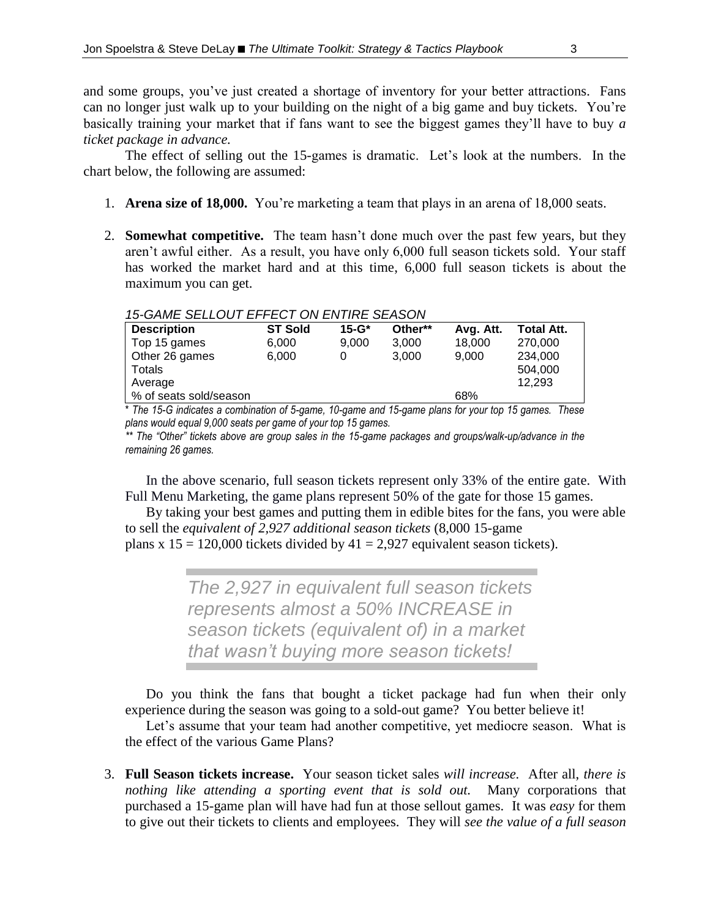and some groups, you've just created a shortage of inventory for your better attractions. Fans can no longer just walk up to your building on the night of a big game and buy tickets. You're basically training your market that if fans want to see the biggest games they'll have to buy *a ticket package in advance.*

The effect of selling out the 15-games is dramatic. Let's look at the numbers. In the chart below, the following are assumed:

1. **Arena size of 18,000.** You're marketing a team that plays in an arena of 18,000 seats.

2. **Somewhat competitive.** The team hasn't done much over the past few years, but they aren't awful either. As a result, you have only 6,000 full season tickets sold. Your staff has worked the market hard and at this time, 6,000 full season tickets is about the maximum you can get.

*15-GAME SELLOUT EFFECT ON ENTIRE SEASON*

| Description | ST Sold | 15-G* | Other** | Avg. Att. | Total Att. |
|---|---|---|---|---|---|
| Top 15 games | 6,000 | 9,000 | 3,000 | 18,000 | 270,000 |
| Other 26 games | 6,000 | 0 | 3,000 | 9,000 | 234,000 |
| Totals | | | | | 504,000 |
| Average | | | | | 12,293 |
| % of seats sold/season | | | | 68% | |

*\* The 15-G indicates a combination of 5-game, 10-game and 15-game plans for your top 15 games. These plans would equal 9,000 seats per game of your top 15 games.*

*\*\* The "Other" tickets above are group sales in the 15-game packages and groups/walk-up/advance in the remaining 26 games.*

In the above scenario, full season tickets represent only 33% of the entire gate. With Full Menu Marketing, the game plans represent 50% of the gate for those 15 games.

By taking your best games and putting them in edible bites for the fans, you were able to sell the *equivalent of 2,927 additional season tickets* (8,000 15-game plans x 15 = 120,000 tickets divided by 41 = 2,927 equivalent season tickets).

> *The 2,927 in equivalent full season tickets represents almost a 50% INCREASE in season tickets (equivalent of) in a market that wasn't buying more season tickets!*

Do you think the fans that bought a ticket package had fun when their only experience during the season was going to a sold-out game? You better believe it!

Let's assume that your team had another competitive, yet mediocre season. What is the effect of the various Game Plans?

3. **Full Season tickets increase.** Your season ticket sales *will increase.* After all, *there is nothing like attending a sporting event that is sold out.* Many corporations that purchased a 15-game plan will have had fun at those sellout games. It was *easy* for them to give out their tickets to clients and employees. They will *see the value of a full season*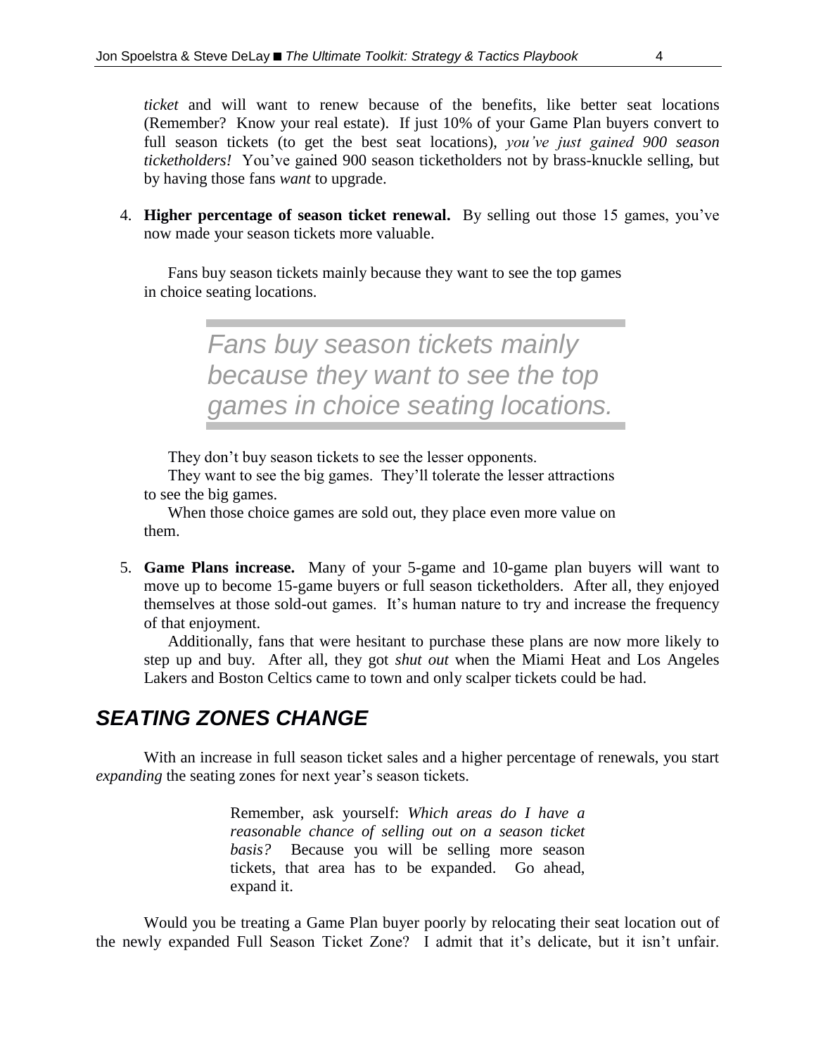*ticket* and will want to renew because of the benefits, like better seat locations (Remember? Know your real estate). If just 10% of your Game Plan buyers convert to full season tickets (to get the best seat locations), *you've just gained 900 season ticketholders!* You've gained 900 season ticketholders not by brass-knuckle selling, but by having those fans *want* to upgrade.

4. **Higher percentage of season ticket renewal.** By selling out those 15 games, you've now made your season tickets more valuable.

   Fans buy season tickets mainly because they want to see the top games in choice seating locations.

   > *Fans buy season tickets mainly because they want to see the top games in choice seating locations.*

   They don't buy season tickets to see the lesser opponents.

   They want to see the big games. They'll tolerate the lesser attractions to see the big games.

   When those choice games are sold out, they place even more value on them.

5. **Game Plans increase.** Many of your 5-game and 10-game plan buyers will want to move up to become 15-game buyers or full season ticketholders. After all, they enjoyed themselves at those sold-out games. It's human nature to try and increase the frequency of that enjoyment.

   Additionally, fans that were hesitant to purchase these plans are now more likely to step up and buy. After all, they got *shut out* when the Miami Heat and Los Angeles Lakers and Boston Celtics came to town and only scalper tickets could be had.

## *SEATING ZONES CHANGE*

With an increase in full season ticket sales and a higher percentage of renewals, you start *expanding* the seating zones for next year's season tickets.

> Remember, ask yourself: *Which areas do I have a reasonable chance of selling out on a season ticket basis?* Because you will be selling more season tickets, that area has to be expanded. Go ahead, expand it.

Would you be treating a Game Plan buyer poorly by relocating their seat location out of the newly expanded Full Season Ticket Zone? I admit that it's delicate, but it isn't unfair.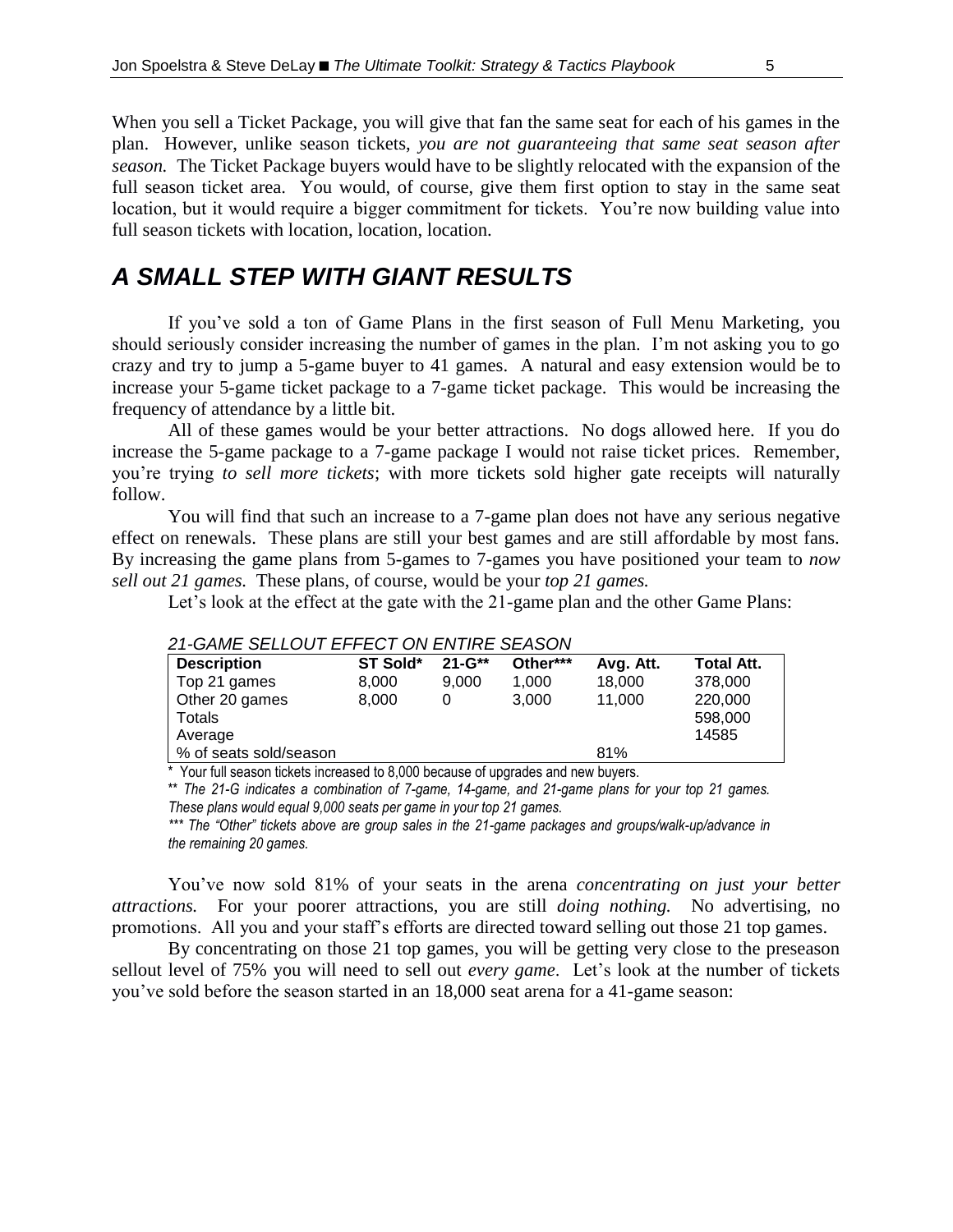When you sell a Ticket Package, you will give that fan the same seat for each of his games in the plan. However, unlike season tickets, *you are not guaranteeing that same seat season after season.* The Ticket Package buyers would have to be slightly relocated with the expansion of the full season ticket area. You would, of course, give them first option to stay in the same seat location, but it would require a bigger commitment for tickets. You're now building value into full season tickets with location, location, location.

## *A SMALL STEP WITH GIANT RESULTS*

If you've sold a ton of Game Plans in the first season of Full Menu Marketing, you should seriously consider increasing the number of games in the plan. I'm not asking you to go crazy and try to jump a 5-game buyer to 41 games. A natural and easy extension would be to increase your 5-game ticket package to a 7-game ticket package. This would be increasing the frequency of attendance by a little bit.

All of these games would be your better attractions. No dogs allowed here. If you do increase the 5-game package to a 7-game package I would not raise ticket prices. Remember, you're trying *to sell more tickets*; with more tickets sold higher gate receipts will naturally follow.

You will find that such an increase to a 7-game plan does not have any serious negative effect on renewals. These plans are still your best games and are still affordable by most fans. By increasing the game plans from 5-games to 7-games you have positioned your team to *now sell out 21 games.* These plans, of course, would be your *top 21 games.*

Let's look at the effect at the gate with the 21-game plan and the other Game Plans:

*21-GAME SELLOUT EFFECT ON ENTIRE SEASON*

| Description | ST Sold* | 21-G** | Other*** | Avg. Att. | Total Att. |
|---|---|---|---|---|---|
| Top 21 games | 8,000 | 9,000 | 1,000 | 18,000 | 378,000 |
| Other 20 games | 8,000 | 0 | 3,000 | 11,000 | 220,000 |
| Totals | | | | | 598,000 |
| Average | | | | | 14585 |
| % of seats sold/season | | | | 81% | |

\* Your full season tickets increased to 8,000 because of upgrades and new buyers.

** *The 21-G indicates a combination of 7-game, 14-game, and 21-game plans for your top 21 games. These plans would equal 9,000 seats per game in your top 21 games.*

*\*\*\* The "Other" tickets above are group sales in the 21-game packages and groups/walk-up/advance in the remaining 20 games.*

You've now sold 81% of your seats in the arena *concentrating on just your better attractions.* For your poorer attractions, you are still *doing nothing.* No advertising, no promotions. All you and your staff's efforts are directed toward selling out those 21 top games.

By concentrating on those 21 top games, you will be getting very close to the preseason sellout level of 75% you will need to sell out *every game*. Let's look at the number of tickets you've sold before the season started in an 18,000 seat arena for a 41-game season: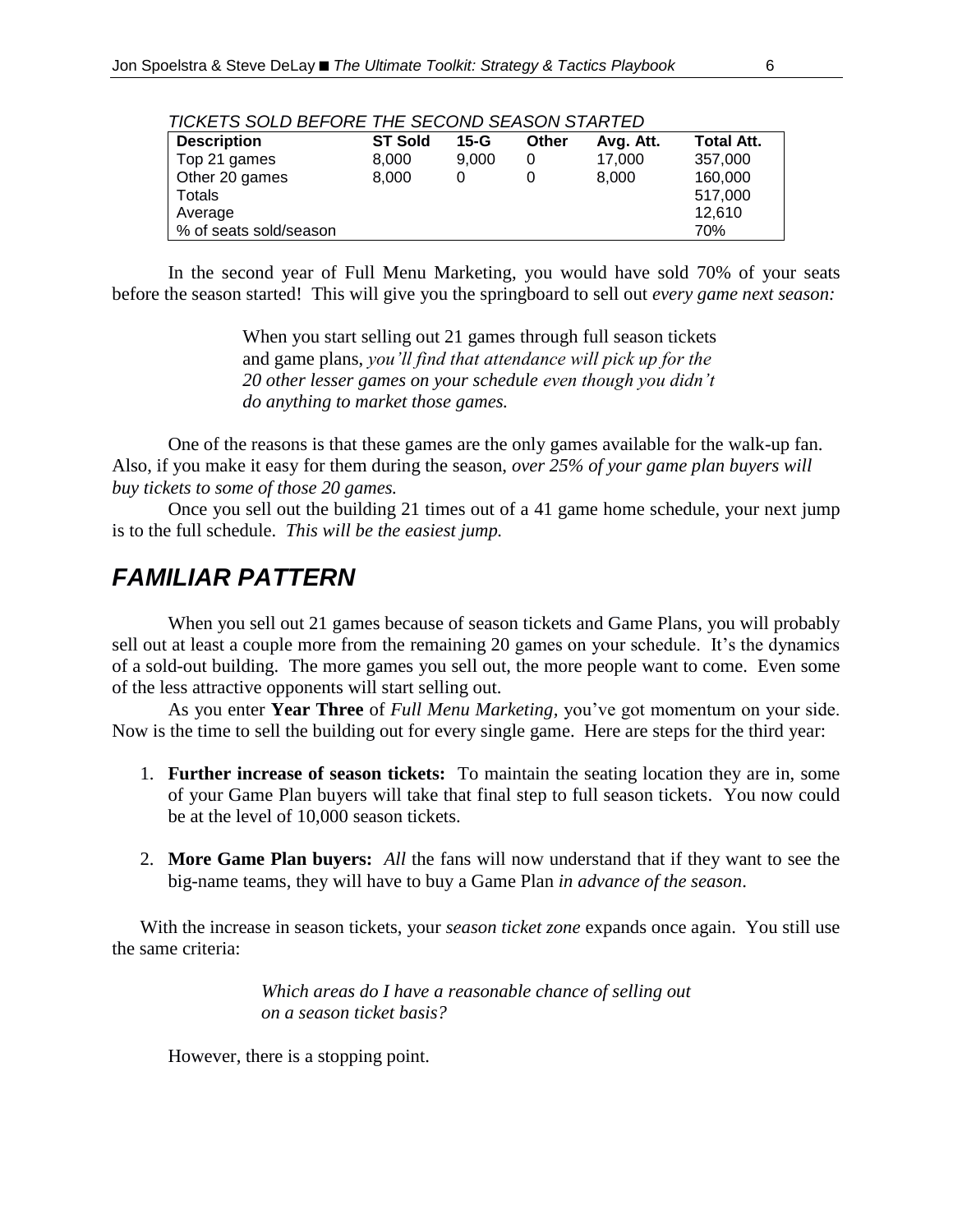*TICKETS SOLD BEFORE THE SECOND SEASON STARTED*

| Description | ST Sold | 15-G | Other | Avg. Att. | Total Att. |
|---|---|---|---|---|---|
| Top 21 games | 8,000 | 9,000 | 0 | 17,000 | 357,000 |
| Other 20 games | 8,000 | 0 | 0 | 8,000 | 160,000 |
| Totals | | | | | 517,000 |
| Average | | | | | 12,610 |
| % of seats sold/season | | | | | 70% |

In the second year of Full Menu Marketing, you would have sold 70% of your seats before the season started! This will give you the springboard to sell out *every game next season:*

> When you start selling out 21 games through full season tickets and game plans, *you'll find that attendance will pick up for the 20 other lesser games on your schedule even though you didn't do anything to market those games.*

One of the reasons is that these games are the only games available for the walk-up fan. Also, if you make it easy for them during the season, *over 25% of your game plan buyers will buy tickets to some of those 20 games.*

Once you sell out the building 21 times out of a 41 game home schedule, your next jump is to the full schedule. *This will be the easiest jump.*

## *FAMILIAR PATTERN*

When you sell out 21 games because of season tickets and Game Plans, you will probably sell out at least a couple more from the remaining 20 games on your schedule. It's the dynamics of a sold-out building. The more games you sell out, the more people want to come. Even some of the less attractive opponents will start selling out.

As you enter **Year Three** of *Full Menu Marketing*, you've got momentum on your side. Now is the time to sell the building out for every single game. Here are steps for the third year:

1. **Further increase of season tickets:** To maintain the seating location they are in, some of your Game Plan buyers will take that final step to full season tickets. You now could be at the level of 10,000 season tickets.

2. **More Game Plan buyers:** *All* the fans will now understand that if they want to see the big-name teams, they will have to buy a Game Plan *in advance of the season*.

With the increase in season tickets, your *season ticket zone* expands once again. You still use the same criteria:

> *Which areas do I have a reasonable chance of selling out on a season ticket basis?*

However, there is a stopping point.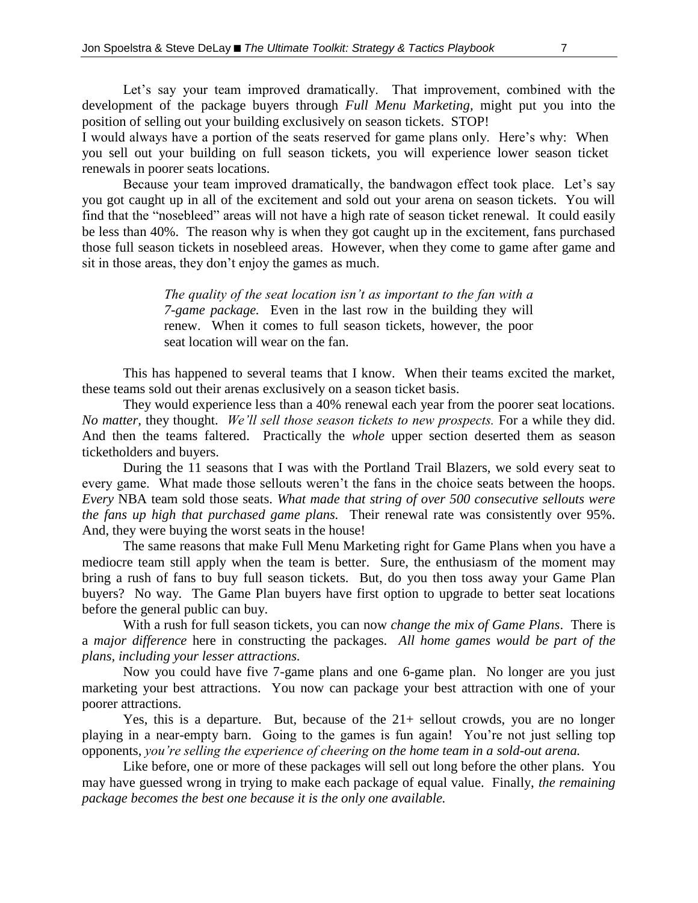Let's say your team improved dramatically. That improvement, combined with the development of the package buyers through *Full Menu Marketing,* might put you into the position of selling out your building exclusively on season tickets. STOP!

I would always have a portion of the seats reserved for game plans only. Here's why: When you sell out your building on full season tickets, you will experience lower season ticket renewals in poorer seats locations.

Because your team improved dramatically, the bandwagon effect took place. Let's say you got caught up in all of the excitement and sold out your arena on season tickets. You will find that the "nosebleed" areas will not have a high rate of season ticket renewal. It could easily be less than 40%. The reason why is when they got caught up in the excitement, fans purchased those full season tickets in nosebleed areas. However, when they come to game after game and sit in those areas, they don't enjoy the games as much.

> *The quality of the seat location isn't as important to the fan with a 7-game package.* Even in the last row in the building they will renew. When it comes to full season tickets, however, the poor seat location will wear on the fan.

This has happened to several teams that I know. When their teams excited the market, these teams sold out their arenas exclusively on a season ticket basis.

They would experience less than a 40% renewal each year from the poorer seat locations. *No matter,* they thought. *We'll sell those season tickets to new prospects.* For a while they did. And then the teams faltered. Practically the *whole* upper section deserted them as season ticketholders and buyers.

During the 11 seasons that I was with the Portland Trail Blazers, we sold every seat to every game. What made those sellouts weren't the fans in the choice seats between the hoops. *Every* NBA team sold those seats. *What made that string of over 500 consecutive sellouts were the fans up high that purchased game plans.* Their renewal rate was consistently over 95%. And, they were buying the worst seats in the house!

The same reasons that make Full Menu Marketing right for Game Plans when you have a mediocre team still apply when the team is better. Sure, the enthusiasm of the moment may bring a rush of fans to buy full season tickets. But, do you then toss away your Game Plan buyers? No way. The Game Plan buyers have first option to upgrade to better seat locations before the general public can buy.

With a rush for full season tickets, you can now *change the mix of Game Plans*. There is a *major difference* here in constructing the packages. *All home games would be part of the plans, including your lesser attractions.*

Now you could have five 7-game plans and one 6-game plan. No longer are you just marketing your best attractions. You now can package your best attraction with one of your poorer attractions.

Yes, this is a departure. But, because of the 21+ sellout crowds, you are no longer playing in a near-empty barn. Going to the games is fun again! You're not just selling top opponents, *you're selling the experience of cheering on the home team in a sold-out arena.*

Like before, one or more of these packages will sell out long before the other plans. You may have guessed wrong in trying to make each package of equal value. Finally, *the remaining package becomes the best one because it is the only one available.*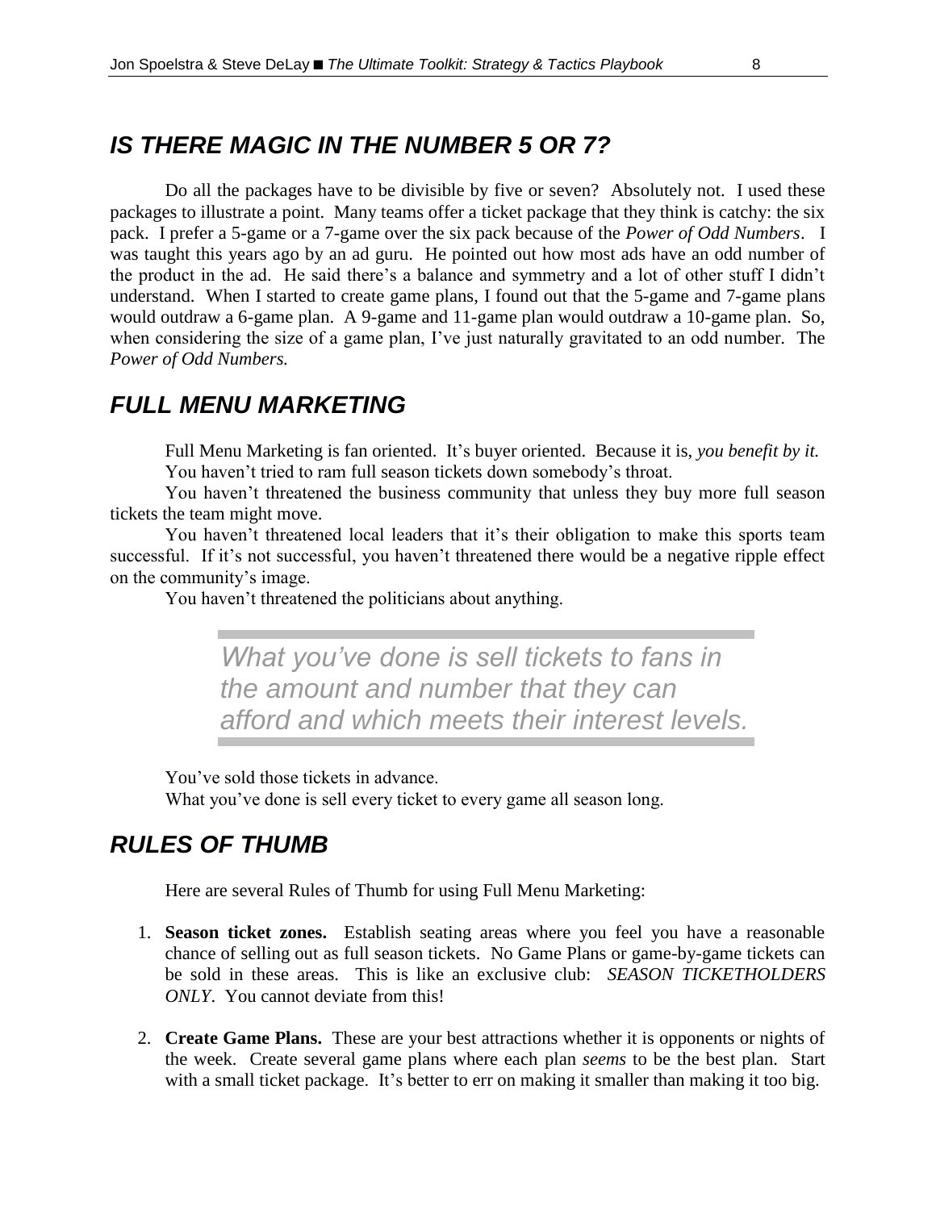## *IS THERE MAGIC IN THE NUMBER 5 OR 7?*

Do all the packages have to be divisible by five or seven? Absolutely not. I used these packages to illustrate a point. Many teams offer a ticket package that they think is catchy: the six pack. I prefer a 5-game or a 7-game over the six pack because of the *Power of Odd Numbers*. I was taught this years ago by an ad guru. He pointed out how most ads have an odd number of the product in the ad. He said there's a balance and symmetry and a lot of other stuff I didn't understand. When I started to create game plans, I found out that the 5-game and 7-game plans would outdraw a 6-game plan. A 9-game and 11-game plan would outdraw a 10-game plan. So, when considering the size of a game plan, I've just naturally gravitated to an odd number. The *Power of Odd Numbers.*

## *FULL MENU MARKETING*

Full Menu Marketing is fan oriented. It's buyer oriented. Because it is, *you benefit by it.*

You haven't tried to ram full season tickets down somebody's throat.

You haven't threatened the business community that unless they buy more full season tickets the team might move.

You haven't threatened local leaders that it's their obligation to make this sports team successful. If it's not successful, you haven't threatened there would be a negative ripple effect on the community's image.

You haven't threatened the politicians about anything.

> *What you've done is sell tickets to fans in the amount and number that they can afford and which meets their interest levels.*

You've sold those tickets in advance.

What you've done is sell every ticket to every game all season long.

## *RULES OF THUMB*

Here are several Rules of Thumb for using Full Menu Marketing:

1. **Season ticket zones.** Establish seating areas where you feel you have a reasonable chance of selling out as full season tickets. No Game Plans or game-by-game tickets can be sold in these areas. This is like an exclusive club: *SEASON TICKETHOLDERS ONLY*. You cannot deviate from this!

2. **Create Game Plans.** These are your best attractions whether it is opponents or nights of the week. Create several game plans where each plan *seems* to be the best plan. Start with a small ticket package. It's better to err on making it smaller than making it too big.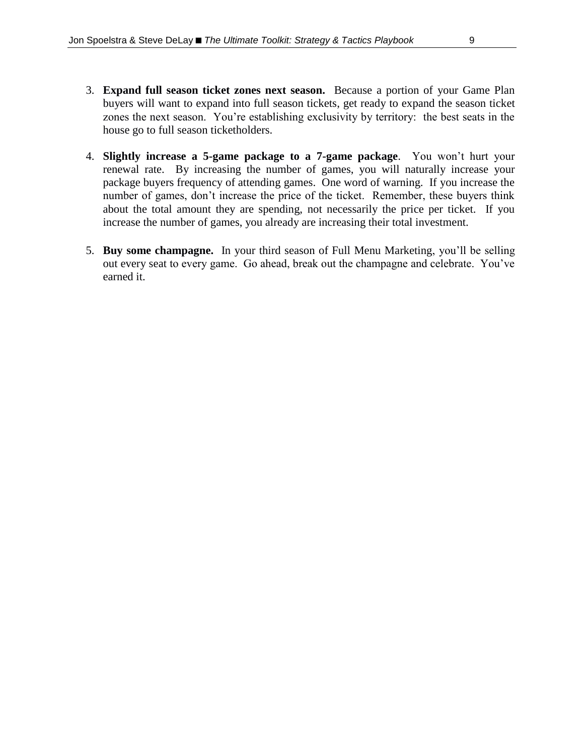3. **Expand full season ticket zones next season.** Because a portion of your Game Plan buyers will want to expand into full season tickets, get ready to expand the season ticket zones the next season. You're establishing exclusivity by territory: the best seats in the house go to full season ticketholders.

4. **Slightly increase a 5-game package to a 7-game package**. You won't hurt your renewal rate. By increasing the number of games, you will naturally increase your package buyers frequency of attending games. One word of warning. If you increase the number of games, don't increase the price of the ticket. Remember, these buyers think about the total amount they are spending, not necessarily the price per ticket. If you increase the number of games, you already are increasing their total investment.

5. **Buy some champagne.** In your third season of Full Menu Marketing, you'll be selling out every seat to every game. Go ahead, break out the champagne and celebrate. You've earned it.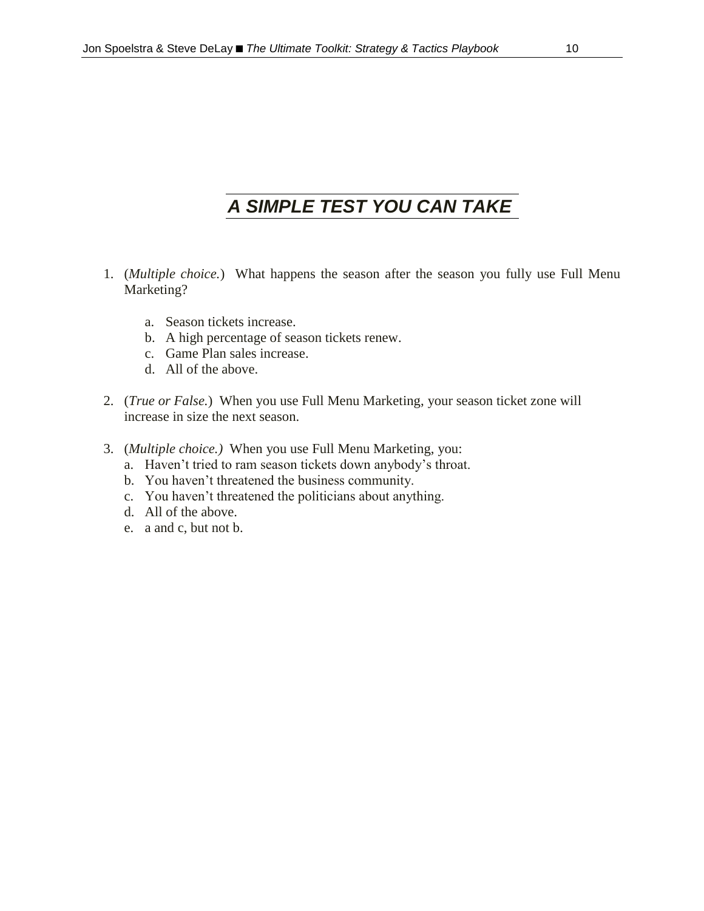## *A SIMPLE TEST YOU CAN TAKE*

1. (*Multiple choice.*) What happens the season after the season you fully use Full Menu Marketing?

    a. Season tickets increase.
    b. A high percentage of season tickets renew.
    c. Game Plan sales increase.
    d. All of the above.

2. (*True or False.*) When you use Full Menu Marketing, your season ticket zone will increase in size the next season.

3. (*Multiple choice.)* When you use Full Menu Marketing, you:
    a. Haven't tried to ram season tickets down anybody's throat.
    b. You haven't threatened the business community.
    c. You haven't threatened the politicians about anything.
    d. All of the above.
    e. a and c, but not b.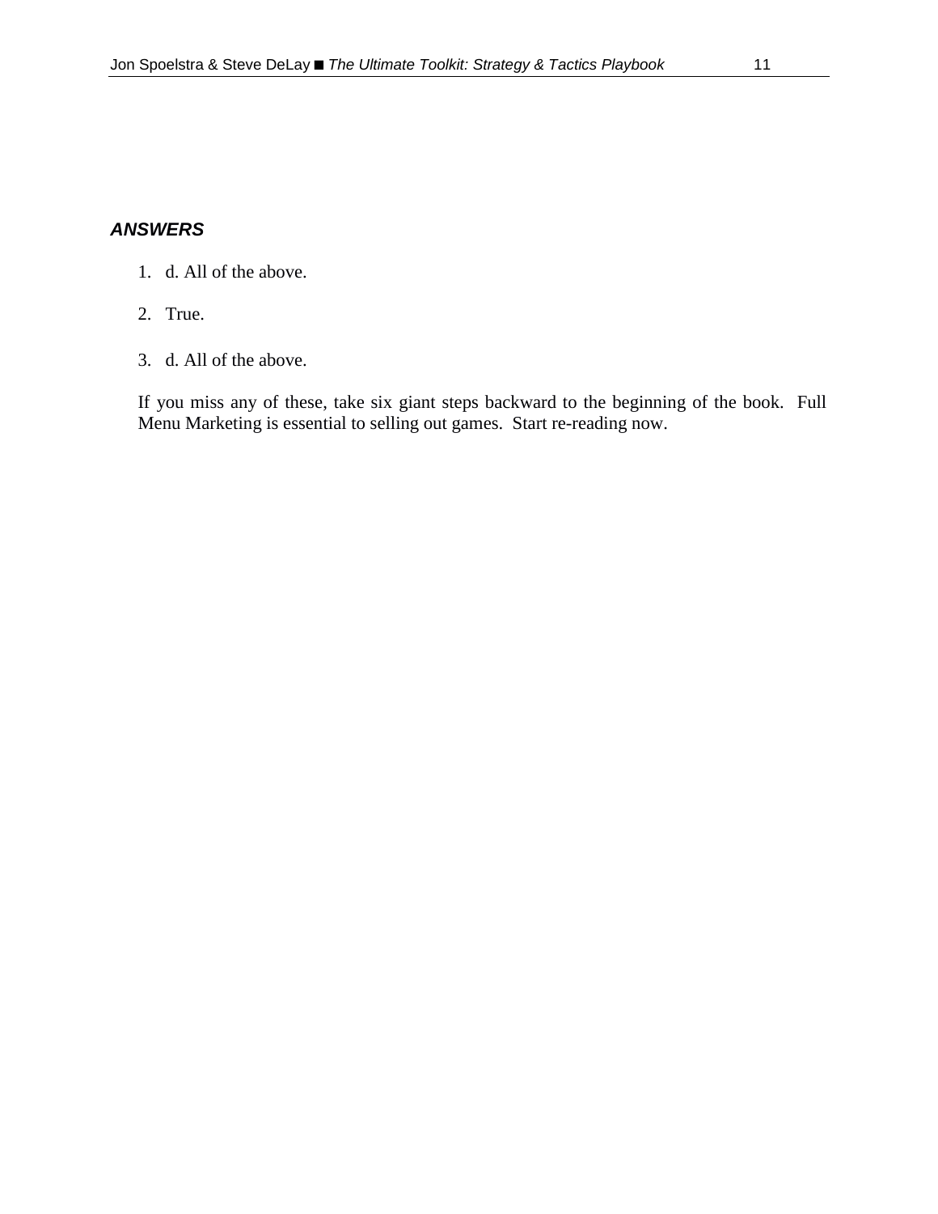***ANSWERS***

1. d. All of the above.

2. True.

3. d. All of the above.

If you miss any of these, take six giant steps backward to the beginning of the book. Full Menu Marketing is essential to selling out games. Start re-reading now.